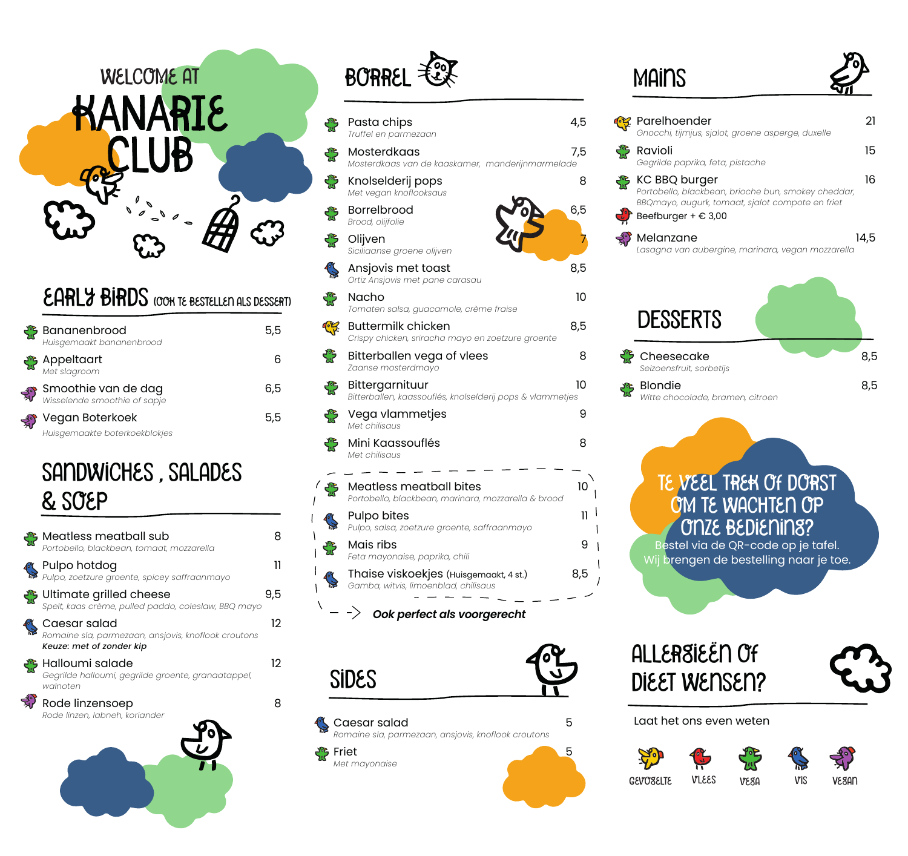# WELCOME AT KANARIE CLUB

## EARLY BIRDS (OOK TE BESTELLEN ALS DESSERT)

- **Bananenbrood** — 5,5
  *Huisgemaakt bananenbrood*
- **Appeltaart** — 6
  *Met slagroom*
- **Smoothie van de dag** — 6,5
  *Wisselende smoothie of sapje*
- **Vegan Boterkoek** — 5,5
  *Huisgemaakte boterkoekblokjes*

## SANDWICHES , SALADES & SOEP

- **Meatless meatball sub** — 8
  *Portobello, blackbean, tomaat, mozzarella*
- **Pulpo hotdog** — 11
  *Pulpo, zoetzure groente, spicey saffraanmayo*
- **Ultimate grilled cheese** — 9,5
  *Spelt, kaas crème, pulled paddo, coleslaw, BBQ mayo*
- **Caesar salad** — 12
  *Romaine sla, parmezaan, ansjovis, knoflook croutons*
  **Keuze: met of zonder kip**
- **Halloumi salade** — 12
  *Gegrilde halloumi, gegrilde groente, granaatappel, walnoten*
- **Rode linzensoep** — 8
  *Rode linzen, labneh, koriander*

## BORREL

- **Pasta chips** — 4,5
  *Truffel en parmezaan*
- **Mosterdkaas** — 7,5
  *Mosterdkaas van de kaaskamer, manderijnmarmelade*
- **Knolselderij pops** — 8
  *Met vegan knoflooksaus*
- **Borrelbrood** — 6,5
  *Brood, olijfolie*
- **Olijven** — 7
  *Siciliaanse groene olijven*
- **Ansjovis met toast** — 8,5
  *Ortiz Ansjovis met pane carasau*
- **Nacho** — 10
  *Tomaten salsa, guacamole, crème fraise*
- **Buttermilk chicken** — 8,5
  *Crispy chicken, sriracha mayo en zoetzure groente*
- **Bitterballen vega of vlees** — 8
  *Zaanse mosterdmayo*
- **Bittergarnituur** — 10
  *Bitterballen, kaassouflés, knolselderij pops & vlammetjes*
- **Vega vlammetjes** — 9
  *Met chilisaus*
- **Mini Kaassouflés** — 8
  *Met chilisaus*

- **Meatless meatball bites** — 10
  *Portobello, blackbean, marinara, mozzarella & brood*
- **Pulpo bites** — 11
  *Pulpo, salsa, zoetzure groente, saffraanmayo*
- **Mais ribs** — 9
  *Feta mayonaise, paprika, chili*
- **Thaise viskoekjes** (Huisgemaakt, 4 st.) — 8,5
  *Gamba, witvis, limoenblad, chilisaus*

--> ***Ook perfect als voorgerecht***

## SIDES

- **Caesar salad** — 5
  *Romaine sla, parmezaan, ansjovis, knoflook croutons*
- **Friet** — 5
  *Met mayonaise*

## MAINS

- **Parelhoender** — 21
  *Gnocchi, tijmjus, sjalot, groene asperge, duxelle*
- **Ravioli** — 15
  *Gegrilde paprika, feta, pistache*
- **KC BBQ burger** — 16
  *Portobello, blackbean, brioche bun, smokey cheddar, BBQmayo, augurk, tomaat, sjalot compote en friet*
  Beefburger + € 3,00
- **Melanzane** — 14,5
  *Lasagna van aubergine, marinara, vegan mozzarella*

## DESSERTS

- **Cheesecake** — 8,5
  *Seizoensfruit, sorbetijs*
- **Blondie** — 8,5
  *Witte chocolade, bramen, citroen*

**TE VEEL TREK OF DORST OM TE WACHTEN OP ONZE BEDIENING?**

Bestel via de QR-code op je tafel.
Wij brengen de bestelling naar je toe.

## ALLERGIEËN OF DIEET WENSEN?

Laat het ons even weten

GEVOGELTE · VLEES · VEGA · VIS · VEGAN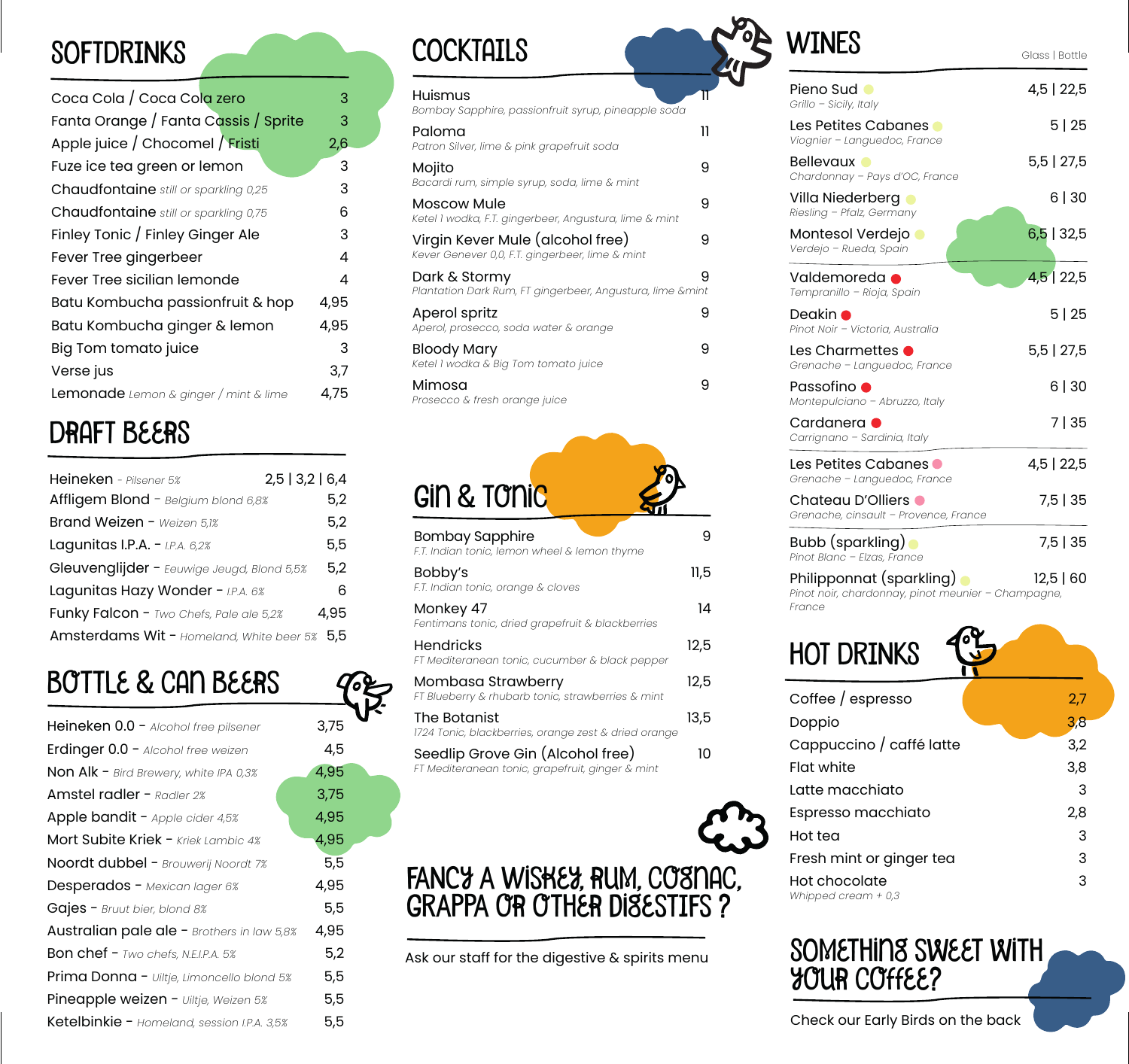## SOFTDRINKS

| | |
|---|---|
| Coca Cola / Coca Cola zero | 3 |
| Fanta Orange / Fanta Cassis / Sprite | 3 |
| Apple juice / Chocomel / Fristi | 2,6 |
| Fuze ice tea green or lemon | 3 |
| Chaudfontaine *still or sparkling 0,25* | 3 |
| Chaudfontaine *still or sparkling 0,75* | 6 |
| Finley Tonic / Finley Ginger Ale | 3 |
| Fever Tree gingerbeer | 4 |
| Fever Tree sicilian lemonde | 4 |
| Batu Kombucha passionfruit & hop | 4,95 |
| Batu Kombucha ginger & lemon | 4,95 |
| Big Tom tomato juice | 3 |
| Verse jus | 3,7 |
| Lemonade *Lemon & ginger / mint & lime* | 4,75 |

## DRAFT BEERS

| | |
|---|---|
| Heineken - *Pilsener 5%* | 2,5 \| 3,2 \| 6,4 |
| Affligem Blond - *Belgium blond 6,8%* | 5,2 |
| Brand Weizen - *Weizen 5,1%* | 5,2 |
| Lagunitas I.P.A. - *I.P.A. 6,2%* | 5,5 |
| Gleuvenglijder - *Eeuwige Jeugd, Blond 5,5%* | 5,2 |
| Lagunitas Hazy Wonder - *I.P.A. 6%* | 6 |
| Funky Falcon - *Two Chefs, Pale ale 5,2%* | 4,95 |
| Amsterdams Wit - *Homeland, White beer 5%* | 5,5 |

## BOTTLE & CAN BEERS

| | |
|---|---|
| Heineken 0.0 - *Alcohol free pilsener* | 3,75 |
| Erdinger 0.0 - *Alcohol free weizen* | 4,5 |
| Non Alk - *Bird Brewery, white IPA 0,3%* | 4,95 |
| Amstel radler - *Radler 2%* | 3,75 |
| Apple bandit - *Apple cider 4,5%* | 4,95 |
| Mort Subite Kriek - *Kriek Lambic 4%* | 4,95 |
| Noordt dubbel - *Brouwerij Noordt 7%* | 5,5 |
| Desperados - *Mexican lager 6%* | 4,95 |
| Gajes - *Bruut bier, blond 8%* | 5,5 |
| Australian pale ale - *Brothers in law 5,8%* | 4,95 |
| Bon chef - *Two chefs, N.E.I.P.A. 5%* | 5,2 |
| Prima Donna - *Uiltje, Limoncello blond 5%* | 5,5 |
| Pineapple weizen - *Uiltje, Weizen 5%* | 5,5 |
| Ketelbinkie - *Homeland, session I.P.A. 3,5%* | 5,5 |

## COCKTAILS

| | |
|---|---|
| Huismus<br>*Bombay Sapphire, passionfruit syrup, pineapple soda* | 11 |
| Paloma<br>*Patron Silver, lime & pink grapefruit soda* | 11 |
| Mojito<br>*Bacardi rum, simple syrup, soda, lime & mint* | 9 |
| Moscow Mule<br>*Ketel 1 wodka, F.T. gingerbeer, Angustura, lime & mint* | 9 |
| Virgin Kever Mule (alcohol free)<br>*Kever Genever 0,0, F.T. gingerbeer, lime & mint* | 9 |
| Dark & Stormy<br>*Plantation Dark Rum, FT gingerbeer, Angustura, lime &mint* | 9 |
| Aperol spritz<br>*Aperol, prosecco, soda water & orange* | 9 |
| Bloody Mary<br>*Ketel 1 wodka & Big Tom tomato juice* | 9 |
| Mimosa<br>*Prosecco & fresh orange juice* | 9 |

## GIN & TONIC

| | |
|---|---|
| Bombay Sapphire<br>*F.T. Indian tonic, lemon wheel & lemon thyme* | 9 |
| Bobby's<br>*F.T. Indian tonic, orange & cloves* | 11,5 |
| Monkey 47<br>*Fentimans tonic, dried grapefruit & blackberries* | 14 |
| Hendricks<br>*FT Mediterranean tonic, cucumber & black pepper* | 12,5 |
| Mombasa Strawberry<br>*FT Blueberry & rhubarb tonic, strawberries & mint* | 12,5 |
| The Botanist<br>*1724 Tonic, blackberries, orange zest & dried orange* | 13,5 |
| Seedlip Grove Gin (Alcohol free)<br>*FT Mediterranean tonic, grapefruit, ginger & mint* | 10 |

## FANCY A WISKEY, RUM, COGNAC, GRAPPA OR OTHER DIGESTIFS ?

Ask our staff for the digestive & spirits menu

## WINES

| | Glass \| Bottle |
|---|---|
| Pieno Sud<br>*Grillo – Sicily, Italy* | 4,5 \| 22,5 |
| Les Petites Cabanes<br>*Viognier – Languedoc, France* | 5 \| 25 |
| Bellevaux<br>*Chardonnay – Pays d'OC, France* | 5,5 \| 27,5 |
| Villa Niederberg<br>*Riesling – Pfalz, Germany* | 6 \| 30 |
| Montesol Verdejo<br>*Verdejo – Rueda, Spain* | 6,5 \| 32,5 |
| Valdemoreda<br>*Tempranillo – Rioja, Spain* | 4,5 \| 22,5 |
| Deakin<br>*Pinot Noir – Victoria, Australia* | 5 \| 25 |
| Les Charmettes<br>*Grenache – Languedoc, France* | 5,5 \| 27,5 |
| Passofino<br>*Montepulciano – Abruzzo, Italy* | 6 \| 30 |
| Cardanera<br>*Carrignano – Sardinia, Italy* | 7 \| 35 |
| Les Petites Cabanes<br>*Grenache – Languedoc, France* | 4,5 \| 22,5 |
| Chateau D'Olliers<br>*Grenache, cinsault – Provence, France* | 7,5 \| 35 |
| Bubb (sparkling)<br>*Pinot Blanc – Elzas, France* | 7,5 \| 35 |
| Philipponnat (sparkling)<br>*Pinot noir, chardonnay, pinot meunier – Champagne, France* | 12,5 \| 60 |

## HOT DRINKS

| | |
|---|---|
| Coffee / espresso | 2,7 |
| Doppio | 3,8 |
| Cappuccino / caffé latte | 3,2 |
| Flat white | 3,8 |
| Latte macchiato | 3 |
| Espresso macchiato | 2,8 |
| Hot tea | 3 |
| Fresh mint or ginger tea | 3 |
| Hot chocolate<br>*Whipped cream + 0,3* | 3 |

## SOMETHING SWEET WITH YOUR COFFEE?

Check our Early Birds on the back